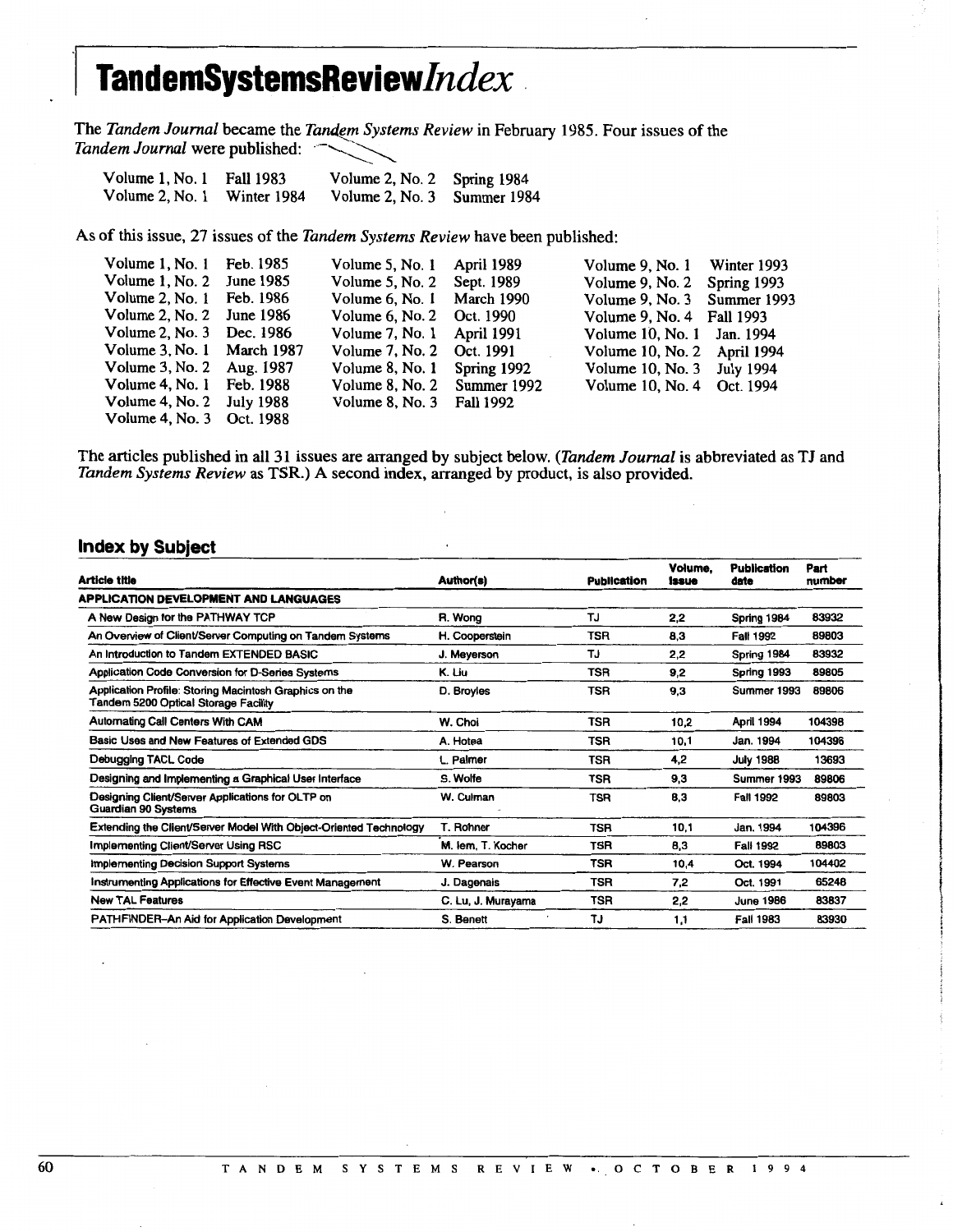# Tandem*Systems*Review*Index*

The *Tandem Journal* became the *Tandem Systems Review* in February 1985. Four issues of the *Tandem Journal* were published:

| | | | |
|---|---|---|---|
| Volume 1, No. 1 | Fall 1983 | Volume 2, No. 2 | Spring 1984 |
| Volume 2, No. 1 | Winter 1984 | Volume 2, No. 3 | Summer 1984 |

As of this issue, 27 issues of the *Tandem Systems Review* have been published:

| | | | | | |
|---|---|---|---|---|---|
| Volume 1, No. 1 | Feb. 1985 | Volume 5, No. 1 | April 1989 | Volume 9, No. 1 | Winter 1993 |
| Volume 1, No. 2 | June 1985 | Volume 5, No. 2 | Sept. 1989 | Volume 9, No. 2 | Spring 1993 |
| Volume 2, No. 1 | Feb. 1986 | Volume 6, No. 1 | March 1990 | Volume 9, No. 3 | Summer 1993 |
| Volume 2, No. 2 | June 1986 | Volume 6, No. 2 | Oct. 1990 | Volume 9, No. 4 | Fall 1993 |
| Volume 2, No. 3 | Dec. 1986 | Volume 7, No. 1 | April 1991 | Volume 10, No. 1 | Jan. 1994 |
| Volume 3, No. 1 | March 1987 | Volume 7, No. 2 | Oct. 1991 | Volume 10, No. 2 | April 1994 |
| Volume 3, No. 2 | Aug. 1987 | Volume 8, No. 1 | Spring 1992 | Volume 10, No. 3 | July 1994 |
| Volume 4, No. 1 | Feb. 1988 | Volume 8, No. 2 | Summer 1992 | Volume 10, No. 4 | Oct. 1994 |
| Volume 4, No. 2 | July 1988 | Volume 8, No. 3 | Fall 1992 | | |
| Volume 4, No. 3 | Oct. 1988 | | | | |

The articles published in all 31 issues are arranged by subject below. (*Tandem Journal* is abbreviated as TJ and *Tandem Systems Review* as TSR.) A second index, arranged by product, is also provided.

## Index by Subject

| Article title | Author(s) | Publication | Volume, Issue | Publication date | Part number |
|---|---|---|---|---|---|
| **APPLICATION DEVELOPMENT AND LANGUAGES** | | | | | |
| A New Design for the PATHWAY TCP | R. Wong | TJ | 2,2 | Spring 1984 | 83932 |
| An Overview of Client/Server Computing on Tandem Systems | H. Cooperstein | TSR | 8,3 | Fall 1992 | 89803 |
| An Introduction to Tandem EXTENDED BASIC | J. Meyerson | TJ | 2,2 | Spring 1984 | 83932 |
| Application Code Conversion for D-Series Systems | K. Liu | TSR | 9,2 | Spring 1993 | 89805 |
| Application Profile: Storing Macintosh Graphics on the Tandem 5200 Optical Storage Facility | D. Broyles | TSR | 9,3 | Summer 1993 | 89806 |
| Automating Call Centers With CAM | W. Choi | TSR | 10,2 | April 1994 | 104398 |
| Basic Uses and New Features of Extended GDS | A. Hotea | TSR | 10,1 | Jan. 1994 | 104396 |
| Debugging TACL Code | L. Palmer | TSR | 4,2 | July 1988 | 13693 |
| Designing and Implementing a Graphical User Interface | S. Wolfe | TSR | 9,3 | Summer 1993 | 89806 |
| Designing Client/Server Applications for OLTP on Guardian 90 Systems | W. Culman | TSR | 8,3 | Fall 1992 | 89803 |
| Extending the Client/Server Model With Object-Oriented Technology | T. Rohner | TSR | 10,1 | Jan. 1994 | 104396 |
| Implementing Client/Server Using RSC | M. Iem, T. Kocher | TSR | 8,3 | Fall 1992 | 89803 |
| Implementing Decision Support Systems | W. Pearson | TSR | 10,4 | Oct. 1994 | 104402 |
| Instrumenting Applications for Effective Event Management | J. Dagenais | TSR | 7,2 | Oct. 1991 | 65248 |
| New TAL Features | C. Lu, J. Murayama | TSR | 2,2 | June 1986 | 83837 |
| PATHFINDER–An Aid for Application Development | S. Benett | TJ | 1,1 | Fall 1983 | 83930 |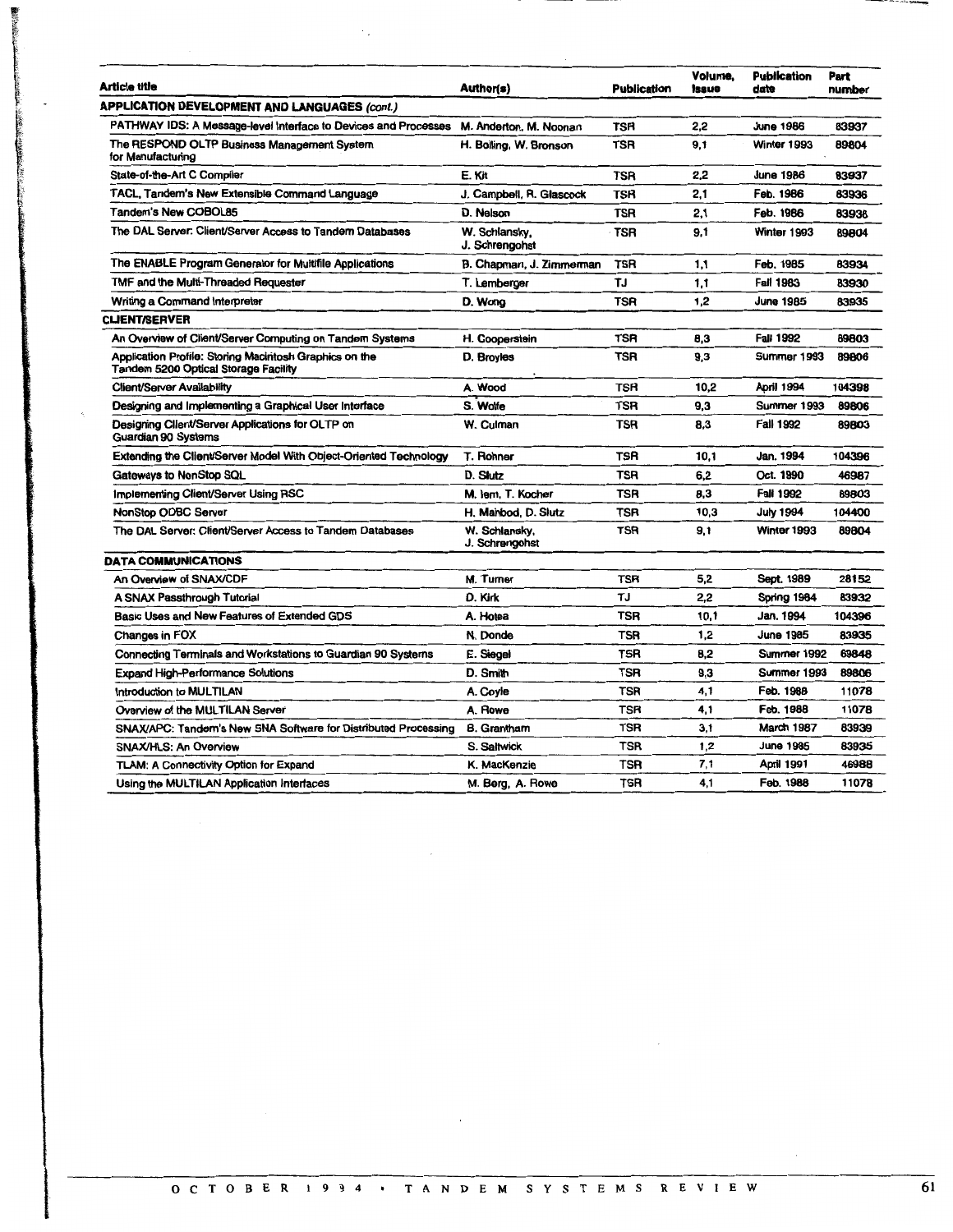| Article title | Author(s) | Publication | Volume, Issue | Publication date | Part number |
|---|---|---|---|---|---|
| **APPLICATION DEVELOPMENT AND LANGUAGES** *(cont.)* | | | | | |
| PATHWAY IDS: A Message-level Interface to Devices and Processes | M. Anderton, M. Noonan | TSR | 2,2 | June 1986 | 83937 |
| The RESPOND OLTP Business Management System for Manufacturing | H. Bolling, W. Bronson | TSR | 9,1 | Winter 1993 | 89804 |
| State-of-the-Art C Compiler | E. Kit | TSR | 2,2 | June 1986 | 83937 |
| TACL, Tandem's New Extensible Command Language | J. Campbell, R. Glascock | TSR | 2,1 | Feb. 1986 | 83936 |
| Tandem's New COBOL85 | D. Nelson | TSR | 2,1 | Feb. 1986 | 83936 |
| The DAL Server: Client/Server Access to Tandem Databases | W. Schlansky, J. Schrengohst | TSR | 9,1 | Winter 1993 | 89804 |
| The ENABLE Program Generator for Multifile Applications | B. Chapman, J. Zimmerman | TSR | 1,1 | Feb. 1985 | 83934 |
| TMF and the Multi-Threaded Requester | T. Lemberger | TJ | 1,1 | Fall 1983 | 83930 |
| Writing a Command Interpreter | D. Wong | TSR | 1,2 | June 1985 | 83935 |
| **CLIENT/SERVER** | | | | | |
| An Overview of Client/Server Computing on Tandem Systems | H. Cooperstein | TSR | 8,3 | Fall 1992 | 89803 |
| Application Profile: Storing Macintosh Graphics on the Tandem 5200 Optical Storage Facility | D. Broyles | TSR | 9,3 | Summer 1993 | 89806 |
| Client/Server Availability | A. Wood | TSR | 10,2 | April 1994 | 104398 |
| Designing and Implementing a Graphical User Interface | S. Wolfe | TSR | 9,3 | Summer 1993 | 89806 |
| Designing Client/Server Applications for OLTP on Guardian 90 Systems | W. Culman | TSR | 8,3 | Fall 1992 | 89803 |
| Extending the Client/Server Model With Object-Oriented Technology | T. Rohner | TSR | 10,1 | Jan. 1994 | 104396 |
| Gateways to NonStop SQL | D. Slutz | TSR | 6,2 | Oct. 1990 | 46987 |
| Implementing Client/Server Using RSC | M. Iem, T. Kocher | TSR | 8,3 | Fall 1992 | 89803 |
| NonStop ODBC Server | H. Mahbod, D. Slutz | TSR | 10,3 | July 1994 | 104400 |
| The DAL Server: Client/Server Access to Tandem Databases | W. Schlansky, J. Schrengohst | TSR | 9,1 | Winter 1993 | 89804 |
| **DATA COMMUNICATIONS** | | | | | |
| An Overview of SNAX/CDF | M. Turner | TSR | 5,2 | Sept. 1989 | 28152 |
| A SNAX Passthrough Tutorial | D. Kirk | TJ | 2,2 | Spring 1984 | 83932 |
| Basic Uses and New Features of Extended GDS | A. Hotea | TSR | 10,1 | Jan. 1994 | 104396 |
| Changes in FOX | N. Donde | TSR | 1,2 | June 1985 | 83935 |
| Connecting Terminals and Workstations to Guardian 90 Systems | E. Siegel | TSR | 8,2 | Summer 1992 | 69848 |
| Expand High-Performance Solutions | D. Smith | TSR | 9,3 | Summer 1993 | 89806 |
| Introduction to MULTILAN | A. Coyle | TSR | 4,1 | Feb. 1988 | 11078 |
| Overview of the MULTILAN Server | A. Rowe | TSR | 4,1 | Feb. 1988 | 11078 |
| SNAX/APC: Tandem's New SNA Software for Distributed Processing | B. Grantham | TSR | 3,1 | March 1987 | 83939 |
| SNAX/HLS: An Overview | S. Saltwick | TSR | 1,2 | June 1985 | 83935 |
| TLAM: A Connectivity Option for Expand | K. MacKenzie | TSR | 7,1 | April 1991 | 46988 |
| Using the MULTILAN Application Interfaces | M. Berg, A. Rowe | TSR | 4,1 | Feb. 1988 | 11078 |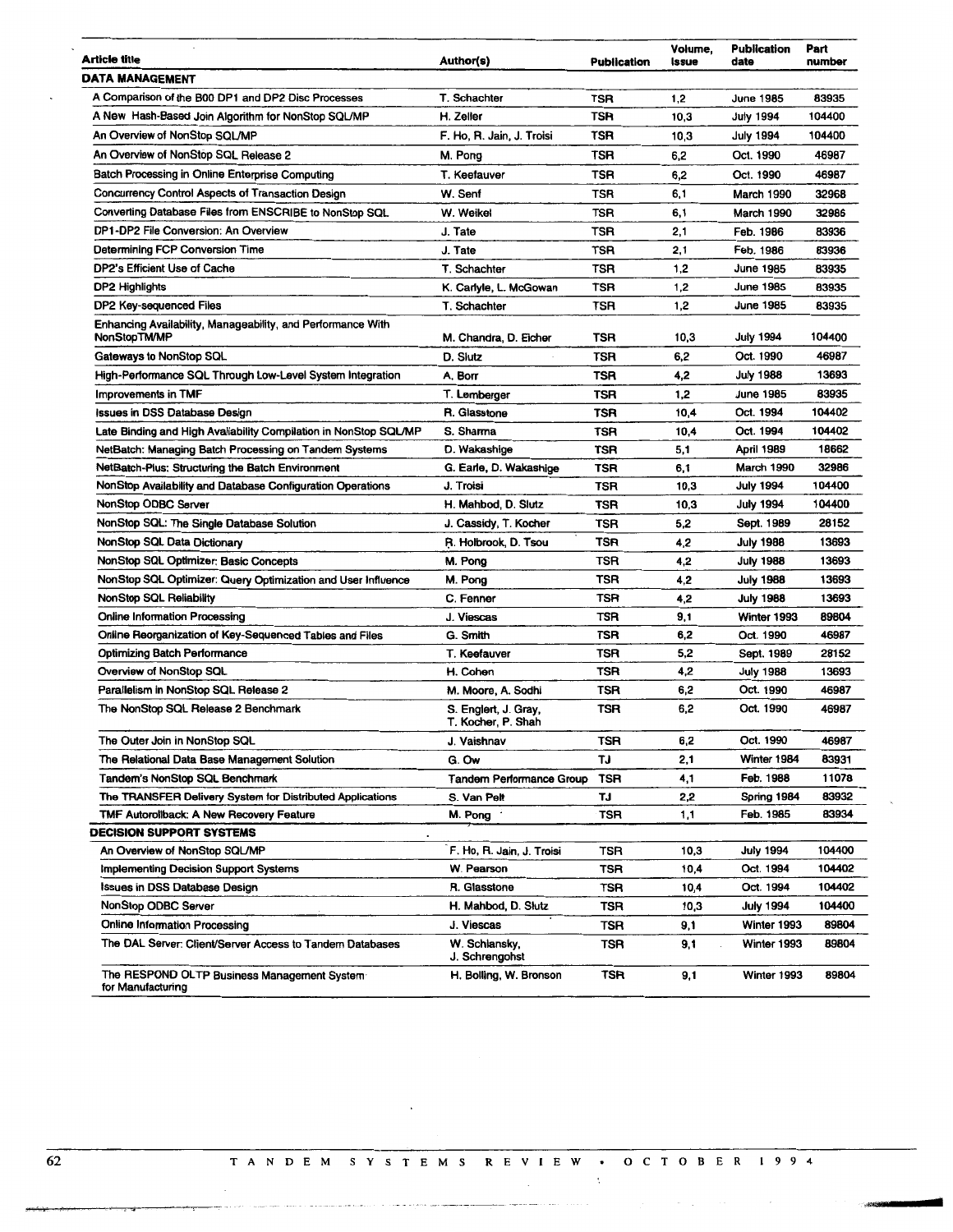| Article title | Author(s) | Publication | Volume, issue | Publication date | Part number |
|---|---|---|---|---|---|
| **DATA MANAGEMENT** | | | | | |
| A Comparison of the B00 DP1 and DP2 Disc Processes | T. Schachter | TSR | 1,2 | June 1985 | 83935 |
| A New Hash-Based Join Algorithm for NonStop SQL/MP | H. Zeller | TSR | 10,3 | July 1994 | 104400 |
| An Overview of NonStop SQL/MP | F. Ho, R. Jain, J. Troisi | TSR | 10,3 | July 1994 | 104400 |
| An Overview of NonStop SQL Release 2 | M. Pong | TSR | 6,2 | Oct. 1990 | 46987 |
| Batch Processing in Online Enterprise Computing | T. Keefauver | TSR | 6,2 | Oct. 1990 | 46987 |
| Concurrency Control Aspects of Transaction Design | W. Senf | TSR | 6,1 | March 1990 | 32968 |
| Converting Database Files from ENSCRIBE to NonStop SQL | W. Weikel | TSR | 6,1 | March 1990 | 32986 |
| DP1-DP2 File Conversion: An Overview | J. Tate | TSR | 2,1 | Feb. 1986 | 83936 |
| Determining FCP Conversion Time | J. Tate | TSR | 2,1 | Feb. 1986 | 83936 |
| DP2's Efficient Use of Cache | T. Schachter | TSR | 1,2 | June 1985 | 83935 |
| DP2 Highlights | K. Carlyle, L. McGowan | TSR | 1,2 | June 1985 | 83935 |
| DP2 Key-sequenced Files | T. Schachter | TSR | 1,2 | June 1985 | 83935 |
| Enhancing Availability, Manageability, and Performance With NonStopTM/MP | M. Chandra, D. Eicher | TSR | 10,3 | July 1994 | 104400 |
| Gateways to NonStop SQL | D. Slutz | TSR | 6,2 | Oct. 1990 | 46987 |
| High-Performance SQL Through Low-Level System Integration | A. Borr | TSR | 4,2 | July 1988 | 13693 |
| Improvements in TMF | T. Lemberger | TSR | 1,2 | June 1985 | 83935 |
| Issues in DSS Database Design | R. Glasstone | TSR | 10,4 | Oct. 1994 | 104402 |
| Late Binding and High Availability Compilation in NonStop SQL/MP | S. Sharma | TSR | 10,4 | Oct. 1994 | 104402 |
| NetBatch: Managing Batch Processing on Tandem Systems | D. Wakashige | TSR | 5,1 | April 1989 | 18662 |
| NetBatch-Plus: Structuring the Batch Environment | G. Earle, D. Wakashige | TSR | 6,1 | March 1990 | 32986 |
| NonStop Availability and Database Configuration Operations | J. Troisi | TSR | 10,3 | July 1994 | 104400 |
| NonStop ODBC Server | H. Mahbod, D. Slutz | TSR | 10,3 | July 1994 | 104400 |
| NonStop SQL: The Single Database Solution | J. Cassidy, T. Kocher | TSR | 5,2 | Sept. 1989 | 28152 |
| NonStop SQL Data Dictionary | R. Holbrook, D. Tsou | TSR | 4,2 | July 1988 | 13693 |
| NonStop SQL Optimizer: Basic Concepts | M. Pong | TSR | 4,2 | July 1988 | 13693 |
| NonStop SQL Optimizer: Query Optimization and User Influence | M. Pong | TSR | 4,2 | July 1988 | 13693 |
| NonStop SQL Reliability | C. Fenner | TSR | 4,2 | July 1988 | 13693 |
| Online Information Processing | J. Viescas | TSR | 9,1 | Winter 1993 | 89804 |
| Online Reorganization of Key-Sequenced Tables and Files | G. Smith | TSR | 6,2 | Oct. 1990 | 46987 |
| Optimizing Batch Performance | T. Keefauver | TSR | 5,2 | Sept. 1989 | 28152 |
| Overview of NonStop SQL | H. Cohen | TSR | 4,2 | July 1988 | 13693 |
| Parallelism in NonStop SQL Release 2 | M. Moore, A. Sodhi | TSR | 6,2 | Oct. 1990 | 46987 |
| The NonStop SQL Release 2 Benchmark | S. Englert, J. Gray, T. Kocher, P. Shah | TSR | 6,2 | Oct. 1990 | 46987 |
| The Outer Join in NonStop SQL | J. Vaishnav | TSR | 6,2 | Oct. 1990 | 46987 |
| The Relational Data Base Management Solution | G. Ow | TJ | 2,1 | Winter 1984 | 83931 |
| Tandem's NonStop SQL Benchmark | Tandem Performance Group | TSR | 4,1 | Feb. 1988 | 11078 |
| The TRANSFER Delivery System for Distributed Applications | S. Van Pelt | TJ | 2,2 | Spring 1984 | 83932 |
| TMF Autorollback: A New Recovery Feature | M. Pong | TSR | 1,1 | Feb. 1985 | 83934 |
| **DECISION SUPPORT SYSTEMS** | | | | | |
| An Overview of NonStop SQL/MP | F. Ho, R. Jain, J. Troisi | TSR | 10,3 | July 1994 | 104400 |
| Implementing Decision Support Systems | W. Pearson | TSR | 10,4 | Oct. 1994 | 104402 |
| Issues in DSS Database Design | R. Glasstone | TSR | 10,4 | Oct. 1994 | 104402 |
| NonStop ODBC Server | H. Mahbod, D. Slutz | TSR | 10,3 | July 1994 | 104400 |
| Online Information Processing | J. Viescas | TSR | 9,1 | Winter 1993 | 89804 |
| The DAL Server: Client/Server Access to Tandem Databases | W. Schlansky, J. Schrengohst | TSR | 9,1 | Winter 1993 | 89804 |
| The RESPOND OLTP Business Management System for Manufacturing | H. Bolling, W. Bronson | TSR | 9,1 | Winter 1993 | 89804 |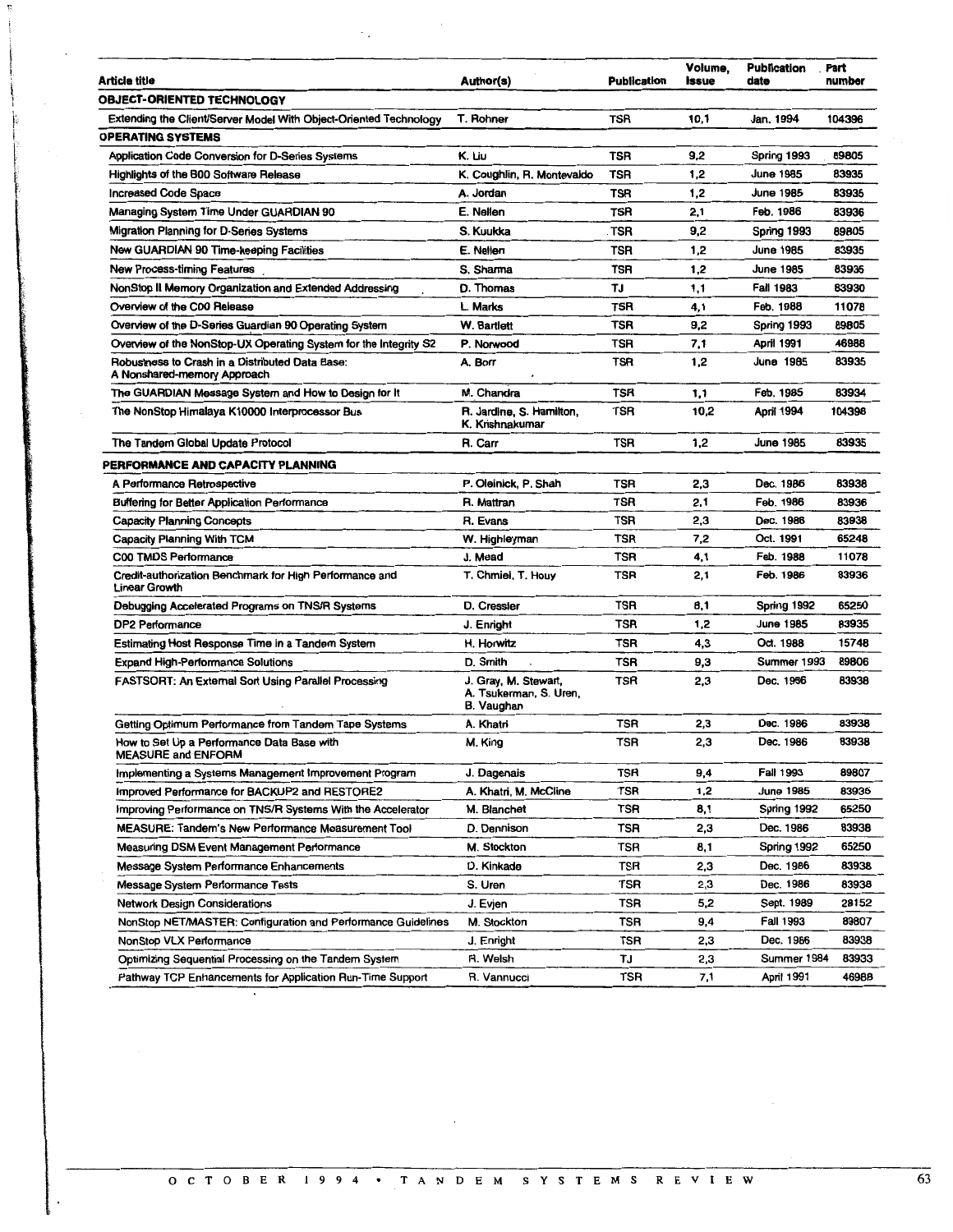| Article title | Author(s) | Publication | Volume, Issue | Publication date | Part number |
|---|---|---|---|---|---|
| **OBJECT-ORIENTED TECHNOLOGY** | | | | | |
| Extending the Client/Server Model With Object-Oriented Technology | T. Rohner | TSR | 10,1 | Jan. 1994 | 104396 |
| **OPERATING SYSTEMS** | | | | | |
| Application Code Conversion for D-Series Systems | K. Liu | TSR | 9,2 | Spring 1993 | 89805 |
| Highlights of the B00 Software Release | K. Coughlin, R. Montevaldo | TSR | 1,2 | June 1985 | 83935 |
| Increased Code Space | A. Jordan | TSR | 1,2 | June 1985 | 83935 |
| Managing System Time Under GUARDIAN 90 | E. Nellen | TSR | 2,1 | Feb. 1986 | 83936 |
| Migration Planning for D-Series Systems | S. Kuukka | TSR | 9,2 | Spring 1993 | 89805 |
| New GUARDIAN 90 Time-keeping Facilities | E. Nellen | TSR | 1,2 | June 1985 | 83935 |
| New Process-timing Features | S. Sharma | TSR | 1,2 | June 1985 | 83935 |
| NonStop II Memory Organization and Extended Addressing | D. Thomas | TJ | 1,1 | Fall 1983 | 83930 |
| Overview of the C00 Release | L. Marks | TSR | 4,1 | Feb. 1988 | 11078 |
| Overview of the D-Series Guardian 90 Operating System | W. Bartlett | TSR | 9,2 | Spring 1993 | 89805 |
| Overview of the NonStop-UX Operating System for the Integrity S2 | P. Norwood | TSR | 7,1 | April 1991 | 46988 |
| Robustness to Crash in a Distributed Data Base: A Nonshared-memory Approach | A. Borr | TSR | 1,2 | June 1985 | 83935 |
| The GUARDIAN Message System and How to Design for It | M. Chandra | TSR | 1,1 | Feb. 1985 | 83934 |
| The NonStop Himalaya K10000 Interprocessor Bus | R. Jardine, S. Hamilton, K. Krishnakumar | TSR | 10,2 | April 1994 | 104398 |
| The Tandem Global Update Protocol | R. Carr | TSR | 1,2 | June 1985 | 83935 |
| **PERFORMANCE AND CAPACITY PLANNING** | | | | | |
| A Performance Retrospective | P. Oleinick, P. Shah | TSR | 2,3 | Dec. 1986 | 83938 |
| Buffering for Better Application Performance | R. Mattran | TSR | 2,1 | Feb. 1986 | 83936 |
| Capacity Planning Concepts | R. Evans | TSR | 2,3 | Dec. 1986 | 83938 |
| Capacity Planning With TCM | W. Highleyman | TSR | 7,2 | Oct. 1991 | 65248 |
| C00 TMDS Performance | J. Mead | TSR | 4,1 | Feb. 1988 | 11078 |
| Credit-authorization Benchmark for High Performance and Linear Growth | T. Chmiel, T. Houy | TSR | 2,1 | Feb. 1986 | 83936 |
| Debugging Accelerated Programs on TNS/R Systems | D. Cressler | TSR | 8,1 | Spring 1992 | 65250 |
| DP2 Performance | J. Enright | TSR | 1,2 | June 1985 | 83935 |
| Estimating Host Response Time in a Tandem System | H. Horwitz | TSR | 4,3 | Oct. 1988 | 15748 |
| Expand High-Performance Solutions | D. Smith | TSR | 9,3 | Summer 1993 | 89806 |
| FASTSORT: An External Sort Using Parallel Processing | J. Gray, M. Stewart, A. Tsukerman, S. Uren, B. Vaughan | TSR | 2,3 | Dec. 1986 | 83938 |
| Getting Optimum Performance from Tandem Tape Systems | A. Khatri | TSR | 2,3 | Dec. 1986 | 83938 |
| How to Set Up a Performance Data Base with MEASURE and ENFORM | M. King | TSR | 2,3 | Dec. 1986 | 83938 |
| Implementing a Systems Management Improvement Program | J. Dagenais | TSR | 9,4 | Fall 1993 | 89807 |
| Improved Performance for BACKUP2 and RESTORE2 | A. Khatri, M. McCline | TSR | 1,2 | June 1985 | 83935 |
| Improving Performance on TNS/R Systems With the Accelerator | M. Blanchet | TSR | 8,1 | Spring 1992 | 65250 |
| MEASURE: Tandem's New Performance Measurement Tool | D. Dennison | TSR | 2,3 | Dec. 1986 | 83938 |
| Measuring DSM Event Management Performance | M. Stockton | TSR | 8,1 | Spring 1992 | 65250 |
| Message System Performance Enhancements | D. Kinkade | TSR | 2,3 | Dec. 1986 | 83938 |
| Message System Performance Tests | S. Uren | TSR | 2,3 | Dec. 1986 | 83938 |
| Network Design Considerations | J. Evjen | TSR | 5,2 | Sept. 1989 | 28152 |
| NonStop NET/MASTER: Configuration and Performance Guidelines | M. Stockton | TSR | 9,4 | Fall 1993 | 89807 |
| NonStop VLX Performance | J. Enright | TSR | 2,3 | Dec. 1986 | 83938 |
| Optimizing Sequential Processing on the Tandem System | R. Welsh | TJ | 2,3 | Summer 1984 | 83933 |
| Pathway TCP Enhancements for Application Run-Time Support | R. Vannucci | TSR | 7,1 | April 1991 | 46988 |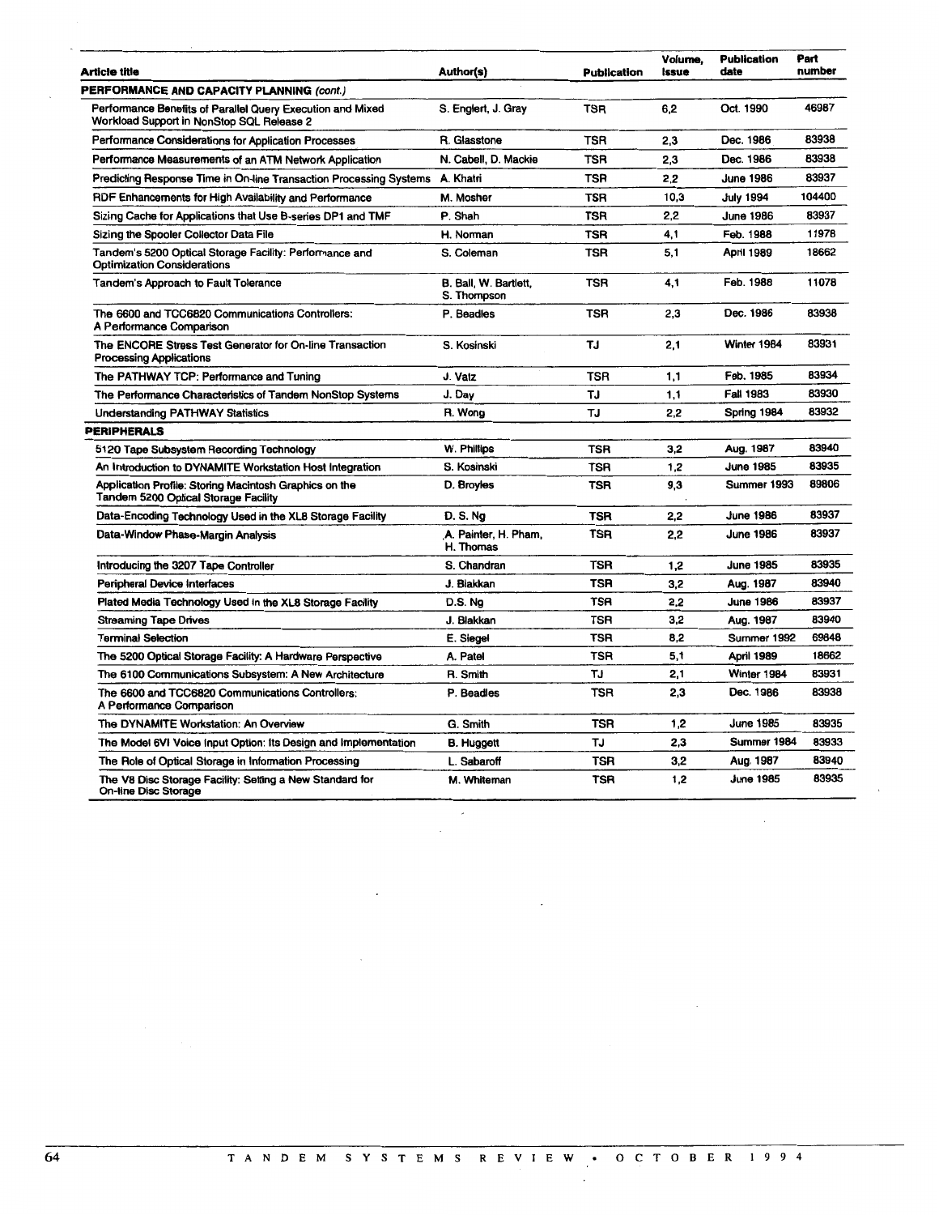| Article title | Author(s) | Publication | Volume, Issue | Publication date | Part number |
|---|---|---|---|---|---|
| **PERFORMANCE AND CAPACITY PLANNING** *(cont.)* | | | | | |
| Performance Benefits of Parallel Query Execution and Mixed Workload Support in NonStop SQL Release 2 | S. Englert, J. Gray | TSR | 6,2 | Oct. 1990 | 46987 |
| Performance Considerations for Application Processes | R. Glasstone | TSR | 2,3 | Dec. 1986 | 83938 |
| Performance Measurements of an ATM Network Application | N. Cabell, D. Mackie | TSR | 2,3 | Dec. 1986 | 83938 |
| Predicting Response Time in On-line Transaction Processing Systems | A. Khatri | TSR | 2,2 | June 1986 | 83937 |
| RDF Enhancements for High Availability and Performance | M. Mosher | TSR | 10,3 | July 1994 | 104400 |
| Sizing Cache for Applications that Use B-series DP1 and TMF | P. Shah | TSR | 2,2 | June 1986 | 83937 |
| Sizing the Spooler Collector Data File | H. Norman | TSR | 4,1 | Feb. 1988 | 11978 |
| Tandem's 5200 Optical Storage Facility: Performance and Optimization Considerations | S. Coleman | TSR | 5,1 | April 1989 | 18662 |
| Tandem's Approach to Fault Tolerance | B. Ball, W. Bartlett, S. Thompson | TSR | 4,1 | Feb. 1988 | 11078 |
| The 6600 and TCC6820 Communications Controllers: A Performance Comparison | P. Beadles | TSR | 2,3 | Dec. 1986 | 83938 |
| The ENCORE Stress Test Generator for On-line Transaction Processing Applications | S. Kosinski | TJ | 2,1 | Winter 1984 | 83931 |
| The PATHWAY TCP: Performance and Tuning | J. Vatz | TSR | 1,1 | Feb. 1985 | 83934 |
| The Performance Characteristics of Tandem NonStop Systems | J. Day | TJ | 1,1 | Fall 1983 | 83930 |
| Understanding PATHWAY Statistics | R. Wong | TJ | 2,2 | Spring 1984 | 83932 |
| **PERIPHERALS** | | | | | |
| 5120 Tape Subsystem Recording Technology | W. Phillips | TSR | 3,2 | Aug. 1987 | 83940 |
| An Introduction to DYNAMITE Workstation Host Integration | S. Kosinski | TSR | 1,2 | June 1985 | 83935 |
| Application Profile: Storing Macintosh Graphics on the Tandem 5200 Optical Storage Facility | D. Broyles | TSR | 9,3 | Summer 1993 | 89806 |
| Data-Encoding Technology Used in the XL8 Storage Facility | D. S. Ng | TSR | 2,2 | June 1986 | 83937 |
| Data-Window Phase-Margin Analysis | A. Painter, H. Pham, H. Thomas | TSR | 2,2 | June 1986 | 83937 |
| Introducing the 3207 Tape Controller | S. Chandran | TSR | 1,2 | June 1985 | 83935 |
| Peripheral Device Interfaces | J. Blakkan | TSR | 3,2 | Aug. 1987 | 83940 |
| Plated Media Technology Used in the XL8 Storage Facility | D.S. Ng | TSR | 2,2 | June 1986 | 83937 |
| Streaming Tape Drives | J. Blakkan | TSR | 3,2 | Aug. 1987 | 83940 |
| Terminal Selection | E. Siegel | TSR | 8,2 | Summer 1992 | 69848 |
| The 5200 Optical Storage Facility: A Hardware Perspective | A. Patel | TSR | 5,1 | April 1989 | 18662 |
| The 6100 Communications Subsystem: A New Architecture | R. Smith | TJ | 2,1 | Winter 1984 | 83931 |
| The 6600 and TCC6820 Communications Controllers: A Performance Comparison | P. Beadles | TSR | 2,3 | Dec. 1986 | 83938 |
| The DYNAMITE Workstation: An Overview | G. Smith | TSR | 1,2 | June 1985 | 83935 |
| The Model 6VI Voice Input Option: Its Design and Implementation | B. Huggett | TJ | 2,3 | Summer 1984 | 83933 |
| The Role of Optical Storage in Information Processing | L. Sabaroff | TSR | 3,2 | Aug. 1987 | 83940 |
| The V8 Disc Storage Facility: Setting a New Standard for On-line Disc Storage | M. Whiteman | TSR | 1,2 | June 1985 | 83935 |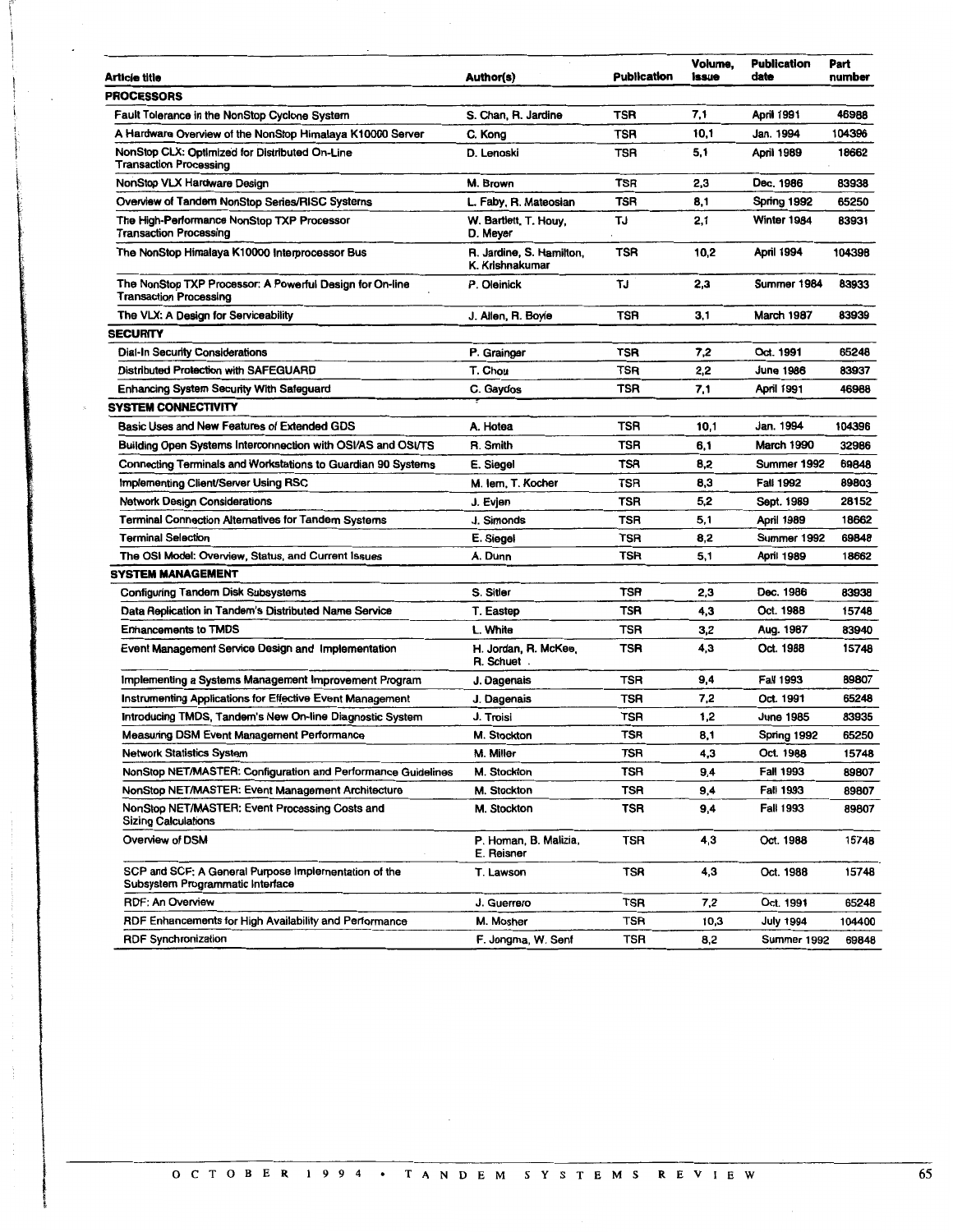| Article title | Author(s) | Publication | Volume, issue | Publication date | Part number |
|---|---|---|---|---|---|
| **PROCESSORS** | | | | | |
| Fault Tolerance in the NonStop Cyclone System | S. Chan, R. Jardine | TSR | 7,1 | April 1991 | 46988 |
| A Hardware Overview of the NonStop Himalaya K10000 Server | C. Kong | TSR | 10,1 | Jan. 1994 | 104396 |
| NonStop CLX: Optimized for Distributed On-Line Transaction Processing | D. Lenoski | TSR | 5,1 | April 1989 | 18662 |
| NonStop VLX Hardware Design | M. Brown | TSR | 2,3 | Dec. 1986 | 83938 |
| Overview of Tandem NonStop Series/RISC Systems | L. Faby, R. Mateosian | TSR | 8,1 | Spring 1992 | 65250 |
| The High-Performance NonStop TXP Processor Transaction Processing | W. Bartlett, T. Houy, D. Meyer | TJ | 2,1 | Winter 1984 | 83931 |
| The NonStop Himalaya K10000 Interprocessor Bus | R. Jardine, S. Hamilton, K. Krishnakumar | TSR | 10,2 | April 1994 | 104398 |
| The NonStop TXP Processor: A Powerful Design for On-line Transaction Processing | P. Oleinick | TJ | 2,3 | Summer 1984 | 83933 |
| The VLX: A Design for Serviceability | J. Allen, R. Boyle | TSR | 3,1 | March 1987 | 83939 |
| **SECURITY** | | | | | |
| Dial-In Security Considerations | P. Grainger | TSR | 7,2 | Oct. 1991 | 65248 |
| Distributed Protection with SAFEGUARD | T. Chou | TSR | 2,2 | June 1986 | 83937 |
| Enhancing System Security With Safeguard | C. Gaydos | TSR | 7,1 | April 1991 | 46988 |
| **SYSTEM CONNECTIVITY** | | | | | |
| Basic Uses and New Features of Extended GDS | A. Hotea | TSR | 10,1 | Jan. 1994 | 104396 |
| Building Open Systems Interconnection with OSI/AS and OSI/TS | R. Smith | TSR | 6,1 | March 1990 | 32986 |
| Connecting Terminals and Workstations to Guardian 90 Systems | E. Siegel | TSR | 8,2 | Summer 1992 | 69848 |
| Implementing Client/Server Using RSC | M. Iem, T. Kocher | TSR | 8,3 | Fall 1992 | 89803 |
| Network Design Considerations | J. Evjen | TSR | 5,2 | Sept. 1989 | 28152 |
| Terminal Connection Alternatives for Tandem Systems | J. Simonds | TSR | 5,1 | April 1989 | 18662 |
| Terminal Selection | E. Siegel | TSR | 8,2 | Summer 1992 | 69848 |
| The OSI Model: Overview, Status, and Current Issues | A. Dunn | TSR | 5,1 | April 1989 | 18662 |
| **SYSTEM MANAGEMENT** | | | | | |
| Configuring Tandem Disk Subsystems | S. Sitler | TSR | 2,3 | Dec. 1986 | 83938 |
| Data Replication in Tandem's Distributed Name Service | T. Eastep | TSR | 4,3 | Oct. 1988 | 15748 |
| Enhancements to TMDS | L. White | TSR | 3,2 | Aug. 1987 | 83940 |
| Event Management Service Design and Implementation | H. Jordan, R. McKee, R. Schuet | TSR | 4,3 | Oct. 1988 | 15748 |
| Implementing a Systems Management Improvement Program | J. Dagenais | TSR | 9,4 | Fall 1993 | 89807 |
| Instrumenting Applications for Effective Event Management | J. Dagenais | TSR | 7,2 | Oct. 1991 | 65248 |
| Introducing TMDS, Tandem's New On-line Diagnostic System | J. Troisi | TSR | 1,2 | June 1985 | 83935 |
| Measuring DSM Event Management Performance | M. Stockton | TSR | 8,1 | Spring 1992 | 65250 |
| Network Statistics System | M. Miller | TSR | 4,3 | Oct. 1988 | 15748 |
| NonStop NET/MASTER: Configuration and Performance Guidelines | M. Stockton | TSR | 9,4 | Fall 1993 | 89807 |
| NonStop NET/MASTER: Event Management Architecture | M. Stockton | TSR | 9,4 | Fall 1993 | 89807 |
| NonStop NET/MASTER: Event Processing Costs and Sizing Calculations | M. Stockton | TSR | 9,4 | Fall 1993 | 89807 |
| Overview of DSM | P. Homan, B. Malizia, E. Reisner | TSR | 4,3 | Oct. 1988 | 15748 |
| SCP and SCF: A General Purpose Implementation of the Subsystem Programmatic Interface | T. Lawson | TSR | 4,3 | Oct. 1988 | 15748 |
| RDF: An Overview | J. Guerrero | TSR | 7,2 | Oct. 1991 | 65248 |
| RDF Enhancements for High Availability and Performance | M. Mosher | TSR | 10,3 | July 1994 | 104400 |
| RDF Synchronization | F. Jongma, W. Senf | TSR | 8,2 | Summer 1992 | 69848 |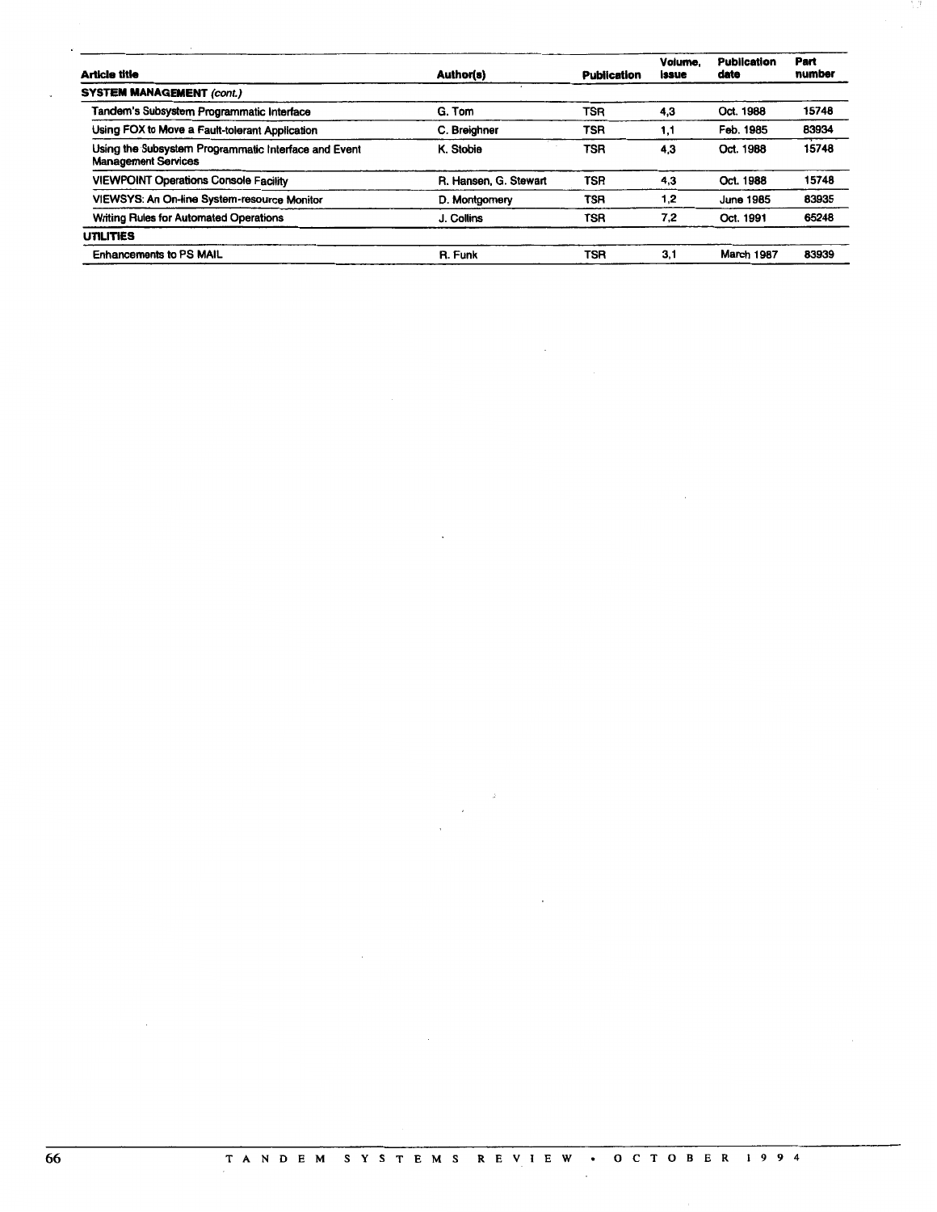| Article title | Author(s) | Publication | Volume, Issue | Publication date | Part number |
|---|---|---|---|---|---|
| **SYSTEM MANAGEMENT** *(cont.)* | | | | | |
| Tandem's Subsystem Programmatic Interface | G. Tom | TSR | 4,3 | Oct. 1988 | 15748 |
| Using FOX to Move a Fault-tolerant Application | C. Breighner | TSR | 1,1 | Feb. 1985 | 83934 |
| Using the Subsystem Programmatic Interface and Event Management Services | K. Stobie | TSR | 4,3 | Oct. 1988 | 15748 |
| VIEWPOINT Operations Console Facility | R. Hansen, G. Stewart | TSR | 4,3 | Oct. 1988 | 15748 |
| VIEWSYS: An On-line System-resource Monitor | D. Montgomery | TSR | 1,2 | June 1985 | 83935 |
| Writing Rules for Automated Operations | J. Collins | TSR | 7,2 | Oct. 1991 | 65248 |
| **UTILITIES** | | | | | |
| Enhancements to PS MAIL | R. Funk | TSR | 3,1 | March 1987 | 83939 |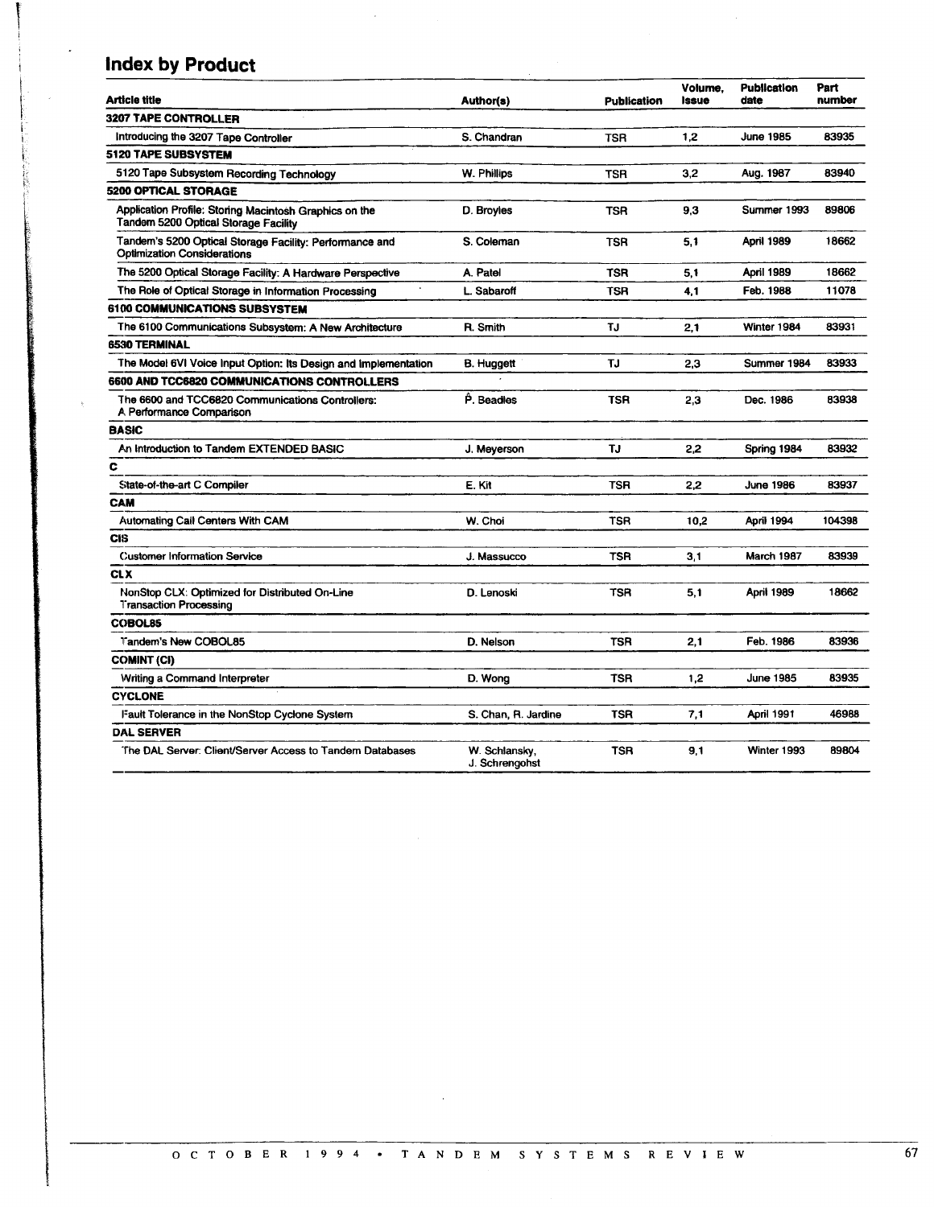## Index by Product

| Article title | Author(s) | Publication | Volume, Issue | Publication date | Part number |
|---|---|---|---|---|---|
| **3207 TAPE CONTROLLER** | | | | | |
| Introducing the 3207 Tape Controller | S. Chandran | TSR | 1,2 | June 1985 | 83935 |
| **5120 TAPE SUBSYSTEM** | | | | | |
| 5120 Tape Subsystem Recording Technology | W. Phillips | TSR | 3,2 | Aug. 1987 | 83940 |
| **5200 OPTICAL STORAGE** | | | | | |
| Application Profile: Storing Macintosh Graphics on the Tandem 5200 Optical Storage Facility | D. Broyles | TSR | 9,3 | Summer 1993 | 89806 |
| Tandem's 5200 Optical Storage Facility: Performance and Optimization Considerations | S. Coleman | TSR | 5,1 | April 1989 | 18662 |
| The 5200 Optical Storage Facility: A Hardware Perspective | A. Patel | TSR | 5,1 | April 1989 | 18662 |
| The Role of Optical Storage in Information Processing | L. Sabaroff | TSR | 4,1 | Feb. 1988 | 11078 |
| **6100 COMMUNICATIONS SUBSYSTEM** | | | | | |
| The 6100 Communications Subsystem: A New Architecture | R. Smith | TJ | 2,1 | Winter 1984 | 83931 |
| **6530 TERMINAL** | | | | | |
| The Model 6VI Voice Input Option: Its Design and Implementation | B. Huggett | TJ | 2,3 | Summer 1984 | 83933 |
| **6600 AND TCC6820 COMMUNICATIONS CONTROLLERS** | | | | | |
| The 6600 and TCC6820 Communications Controllers: A Performance Comparison | P. Beadles | TSR | 2,3 | Dec. 1986 | 83938 |
| **BASIC** | | | | | |
| An Introduction to Tandem EXTENDED BASIC | J. Meyerson | TJ | 2,2 | Spring 1984 | 83932 |
| **C** | | | | | |
| State-of-the-art C Compiler | E. Kit | TSR | 2,2 | June 1986 | 83937 |
| **CAM** | | | | | |
| Automating Call Centers With CAM | W. Choi | TSR | 10,2 | April 1994 | 104398 |
| **CIS** | | | | | |
| Customer Information Service | J. Massucco | TSR | 3,1 | March 1987 | 83939 |
| **CLX** | | | | | |
| NonStop CLX: Optimized for Distributed On-Line Transaction Processing | D. Lenoski | TSR | 5,1 | April 1989 | 18662 |
| **COBOL85** | | | | | |
| Tandem's New COBOL85 | D. Nelson | TSR | 2,1 | Feb. 1986 | 83936 |
| **COMINT (CI)** | | | | | |
| Writing a Command Interpreter | D. Wong | TSR | 1,2 | June 1985 | 83935 |
| **CYCLONE** | | | | | |
| Fault Tolerance in the NonStop Cyclone System | S. Chan, R. Jardine | TSR | 7,1 | April 1991 | 46988 |
| **DAL SERVER** | | | | | |
| The DAL Server: Client/Server Access to Tandem Databases | W. Schlansky, J. Schrengohst | TSR | 9,1 | Winter 1993 | 89804 |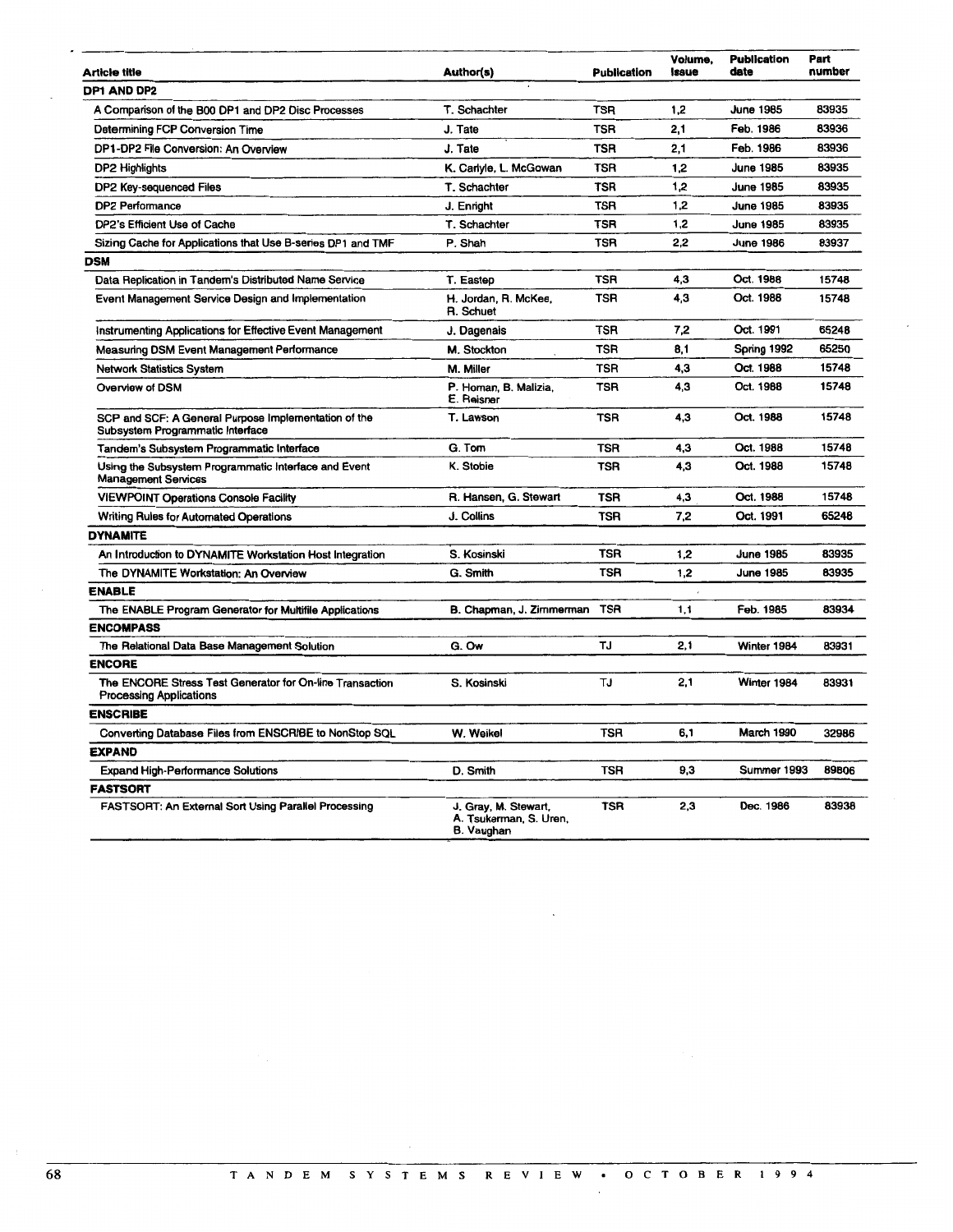| Article title | Author(s) | Publication | Volume, Issue | Publication date | Part number |
|---|---|---|---|---|---|
| **DP1 AND DP2** | | | | | |
| A Comparison of the B00 DP1 and DP2 Disc Processes | T. Schachter | TSR | 1,2 | June 1985 | 83935 |
| Determining FCP Conversion Time | J. Tate | TSR | 2,1 | Feb. 1986 | 83936 |
| DP1-DP2 File Conversion: An Overview | J. Tate | TSR | 2,1 | Feb. 1986 | 83936 |
| DP2 Highlights | K. Carlyle, L. McGowan | TSR | 1,2 | June 1985 | 83935 |
| DP2 Key-sequenced Files | T. Schachter | TSR | 1,2 | June 1985 | 83935 |
| DP2 Performance | J. Enright | TSR | 1,2 | June 1985 | 83935 |
| DP2's Efficient Use of Cache | T. Schachter | TSR | 1,2 | June 1985 | 83935 |
| Sizing Cache for Applications that Use B-series DP1 and TMF | P. Shah | TSR | 2,2 | June 1986 | 83937 |
| **DSM** | | | | | |
| Data Replication in Tandem's Distributed Name Service | T. Eastep | TSR | 4,3 | Oct. 1988 | 15748 |
| Event Management Service Design and Implementation | H. Jordan, R. McKee, R. Schuet | TSR | 4,3 | Oct. 1988 | 15748 |
| Instrumenting Applications for Effective Event Management | J. Dagenais | TSR | 7,2 | Oct. 1991 | 65248 |
| Measuring DSM Event Management Performance | M. Stockton | TSR | 8,1 | Spring 1992 | 65250 |
| Network Statistics System | M. Miller | TSR | 4,3 | Oct. 1988 | 15748 |
| Overview of DSM | P. Homan, B. Malizia, E. Reisner | TSR | 4,3 | Oct. 1988 | 15748 |
| SCP and SCF: A General Purpose Implementation of the Subsystem Programmatic Interface | T. Lawson | TSR | 4,3 | Oct. 1988 | 15748 |
| Tandem's Subsystem Programmatic Interface | G. Tom | TSR | 4,3 | Oct. 1988 | 15748 |
| Using the Subsystem Programmatic Interface and Event Management Services | K. Stobie | TSR | 4,3 | Oct. 1988 | 15748 |
| VIEWPOINT Operations Console Facility | R. Hansen, G. Stewart | TSR | 4,3 | Oct. 1988 | 15748 |
| Writing Rules for Automated Operations | J. Collins | TSR | 7,2 | Oct. 1991 | 65248 |
| **DYNAMITE** | | | | | |
| An Introduction to DYNAMITE Workstation Host Integration | S. Kosinski | TSR | 1,2 | June 1985 | 83935 |
| The DYNAMITE Workstation: An Overview | G. Smith | TSR | 1,2 | June 1985 | 83935 |
| **ENABLE** | | | | | |
| The ENABLE Program Generator for Multifile Applications | B. Chapman, J. Zimmerman | TSR | 1,1 | Feb. 1985 | 83934 |
| **ENCOMPASS** | | | | | |
| The Relational Data Base Management Solution | G. Ow | TJ | 2,1 | Winter 1984 | 83931 |
| **ENCORE** | | | | | |
| The ENCORE Stress Test Generator for On-line Transaction Processing Applications | S. Kosinski | TJ | 2,1 | Winter 1984 | 83931 |
| **ENSCRIBE** | | | | | |
| Converting Database Files from ENSCRIBE to NonStop SQL | W. Weikel | TSR | 6,1 | March 1990 | 32986 |
| **EXPAND** | | | | | |
| Expand High-Performance Solutions | D. Smith | TSR | 9,3 | Summer 1993 | 89806 |
| **FASTSORT** | | | | | |
| FASTSORT: An External Sort Using Parallel Processing | J. Gray, M. Stewart, A. Tsukerman, S. Uren, B. Vaughan | TSR | 2,3 | Dec. 1986 | 83938 |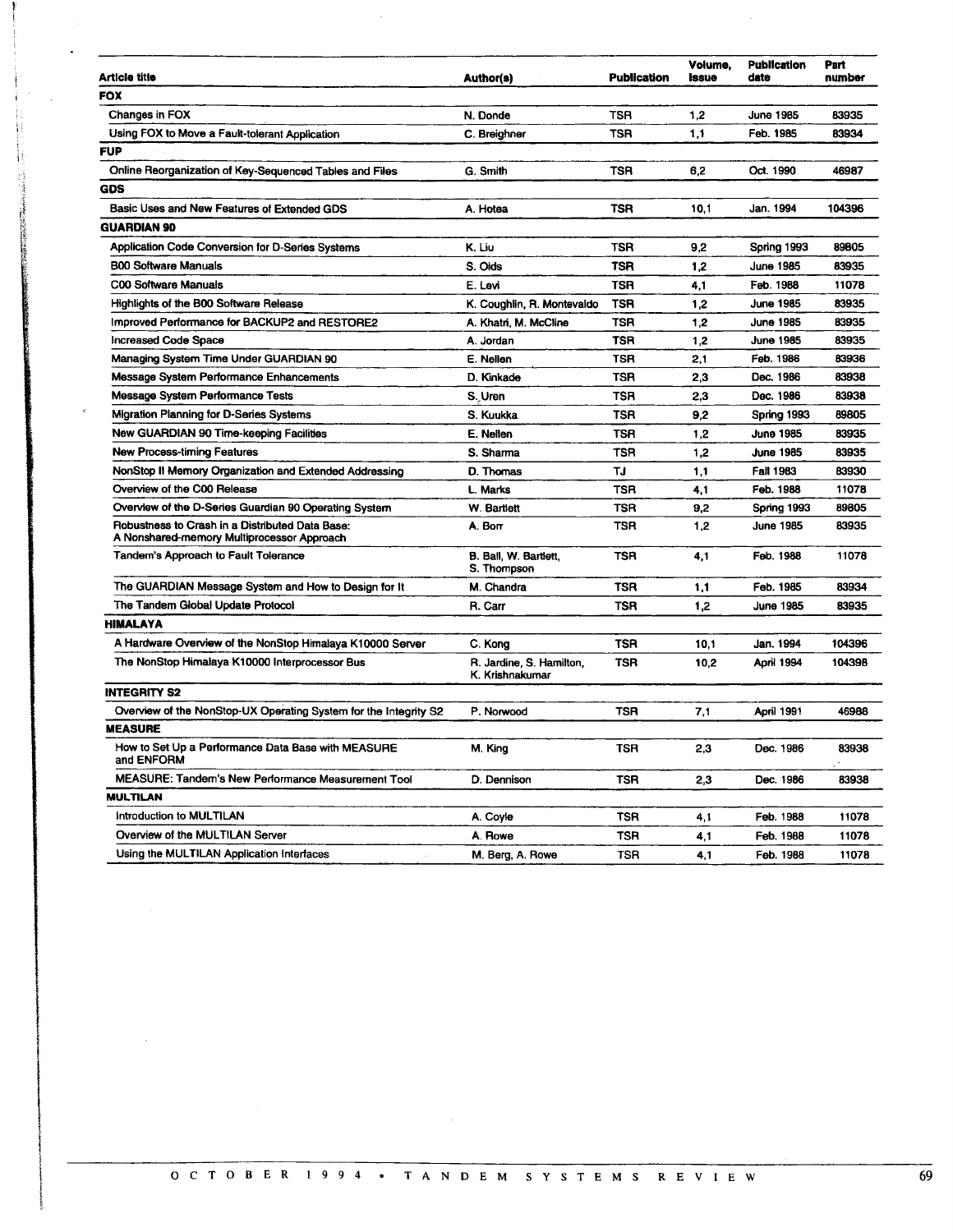| Article title | Author(s) | Publication | Volume, Issue | Publication date | Part number |
|---|---|---|---|---|---|
| **FOX** | | | | | |
| Changes in FOX | N. Donde | TSR | 1,2 | June 1985 | 83935 |
| Using FOX to Move a Fault-tolerant Application | C. Breighner | TSR | 1,1 | Feb. 1985 | 83934 |
| **FUP** | | | | | |
| Online Reorganization of Key-Sequenced Tables and Files | G. Smith | TSR | 6,2 | Oct. 1990 | 46987 |
| **GDS** | | | | | |
| Basic Uses and New Features of Extended GDS | A. Hotea | TSR | 10,1 | Jan. 1994 | 104396 |
| **GUARDIAN 90** | | | | | |
| Application Code Conversion for D-Series Systems | K. Liu | TSR | 9,2 | Spring 1993 | 89805 |
| B00 Software Manuals | S. Olds | TSR | 1,2 | June 1985 | 83935 |
| C00 Software Manuals | E. Levi | TSR | 4,1 | Feb. 1988 | 11078 |
| Highlights of the B00 Software Release | K. Coughlin, R. Montevaldo | TSR | 1,2 | June 1985 | 83935 |
| Improved Performance for BACKUP2 and RESTORE2 | A. Khatri, M. McCline | TSR | 1,2 | June 1985 | 83935 |
| Increased Code Space | A. Jordan | TSR | 1,2 | June 1985 | 83935 |
| Managing System Time Under GUARDIAN 90 | E. Nellen | TSR | 2,1 | Feb. 1986 | 83936 |
| Message System Performance Enhancements | D. Kinkade | TSR | 2,3 | Dec. 1986 | 83938 |
| Message System Performance Tests | S. Uren | TSR | 2,3 | Dec. 1986 | 83938 |
| Migration Planning for D-Series Systems | S. Kuukka | TSR | 9,2 | Spring 1993 | 89805 |
| New GUARDIAN 90 Time-keeping Facilities | E. Nellen | TSR | 1,2 | June 1985 | 83935 |
| New Process-timing Features | S. Sharma | TSR | 1,2 | June 1985 | 83935 |
| NonStop II Memory Organization and Extended Addressing | D. Thomas | TJ | 1,1 | Fall 1983 | 83930 |
| Overview of the C00 Release | L. Marks | TSR | 4,1 | Feb. 1988 | 11078 |
| Overview of the D-Series Guardian 90 Operating System | W. Bartlett | TSR | 9,2 | Spring 1993 | 89805 |
| Robustness to Crash in a Distributed Data Base: A Nonshared-memory Multiprocessor Approach | A. Borr | TSR | 1,2 | June 1985 | 83935 |
| Tandem's Approach to Fault Tolerance | B. Ball, W. Bartlett, S. Thompson | TSR | 4,1 | Feb. 1988 | 11078 |
| The GUARDIAN Message System and How to Design for It | M. Chandra | TSR | 1,1 | Feb. 1985 | 83934 |
| The Tandem Global Update Protocol | R. Carr | TSR | 1,2 | June 1985 | 83935 |
| **HIMALAYA** | | | | | |
| A Hardware Overview of the NonStop Himalaya K10000 Server | C. Kong | TSR | 10,1 | Jan. 1994 | 104396 |
| The NonStop Himalaya K10000 Interprocessor Bus | R. Jardine, S. Hamilton, K. Krishnakumar | TSR | 10,2 | April 1994 | 104398 |
| **INTEGRITY S2** | | | | | |
| Overview of the NonStop-UX Operating System for the Integrity S2 | P. Norwood | TSR | 7,1 | April 1991 | 46988 |
| **MEASURE** | | | | | |
| How to Set Up a Performance Data Base with MEASURE and ENFORM | M. King | TSR | 2,3 | Dec. 1986 | 83938 |
| MEASURE: Tandem's New Performance Measurement Tool | D. Dennison | TSR | 2,3 | Dec. 1986 | 83938 |
| **MULTILAN** | | | | | |
| Introduction to MULTILAN | A. Coyle | TSR | 4,1 | Feb. 1988 | 11078 |
| Overview of the MULTILAN Server | A. Rowe | TSR | 4,1 | Feb. 1988 | 11078 |
| Using the MULTILAN Application Interfaces | M. Berg, A. Rowe | TSR | 4,1 | Feb. 1988 | 11078 |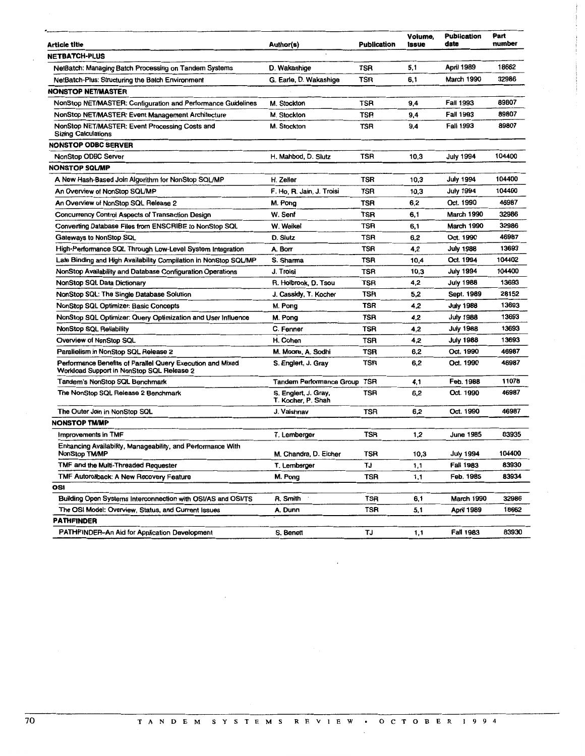| Article title | Author(s) | Publication | Volume, Issue | Publication date | Part number |
|---|---|---|---|---|---|
| **NETBATCH-PLUS** | | | | | |
| NetBatch: Managing Batch Processing on Tandem Systems | D. Wakashige | TSR | 5,1 | April 1989 | 18662 |
| NetBatch-Plus: Structuring the Batch Environment | G. Earle, D. Wakashige | TSR | 6,1 | March 1990 | 32986 |
| **NONSTOP NET/MASTER** | | | | | |
| NonStop NET/MASTER: Configuration and Performance Guidelines | M. Stockton | TSR | 9,4 | Fall 1993 | 89807 |
| NonStop NET/MASTER: Event Management Architecture | M. Stockton | TSR | 9,4 | Fall 1993 | 89807 |
| NonStop NET/MASTER: Event Processing Costs and Sizing Calculations | M. Stockton | TSR | 9,4 | Fall 1993 | 89807 |
| **NONSTOP ODBC SERVER** | | | | | |
| NonStop ODBC Server | H. Mahbod, D. Slutz | TSR | 10,3 | July 1994 | 104400 |
| **NONSTOP SQL/MP** | | | | | |
| A New Hash-Based Join Algorithm for NonStop SQL/MP | H. Zeller | TSR | 10,3 | July 1994 | 104400 |
| An Overview of NonStop SQL/MP | F. Ho, R. Jain, J. Troisi | TSR | 10,3 | July 1994 | 104400 |
| An Overview of NonStop SQL Release 2 | M. Pong | TSR | 6,2 | Oct. 1990 | 46987 |
| Concurrency Control Aspects of Transaction Design | W. Senf | TSR | 6,1 | March 1990 | 32986 |
| Converting Database Files from ENSCRIBE to NonStop SQL | W. Weikel | TSR | 6,1 | March 1990 | 32986 |
| Gateways to NonStop SQL | D. Slutz | TSR | 6,2 | Oct. 1990 | 46987 |
| High-Performance SQL Through Low-Level System Integration | A. Borr | TSR | 4,2 | July 1988 | 13693 |
| Late Binding and High Availability Compilation in NonStop SQL/MP | S. Sharma | TSR | 10,4 | Oct. 1994 | 104402 |
| NonStop Availability and Database Configuration Operations | J. Troisi | TSR | 10,3 | July 1994 | 104400 |
| NonStop SQL Data Dictionary | R. Holbrook, D. Tsou | TSR | 4,2 | July 1988 | 13693 |
| NonStop SQL: The Single Database Solution | J. Cassidy, T. Kocher | TSR | 5,2 | Sept. 1989 | 28152 |
| NonStop SQL Optimizer: Basic Concepts | M. Pong | TSR | 4,2 | July 1988 | 13693 |
| NonStop SQL Optimizer: Query Optimization and User Influence | M. Pong | TSR | 4,2 | July 1988 | 13693 |
| NonStop SQL Reliability | C. Fenner | TSR | 4,2 | July 1988 | 13693 |
| Overview of NonStop SQL | H. Cohen | TSR | 4,2 | July 1988 | 13693 |
| Parallelism in NonStop SQL Release 2 | M. Moore, A. Sodhi | TSR | 6,2 | Oct. 1990 | 46987 |
| Performance Benefits of Parallel Query Execution and Mixed Workload Support in NonStop SQL Release 2 | S. Englert, J. Gray | TSR | 6,2 | Oct. 1990 | 46987 |
| Tandem's NonStop SQL Benchmark | Tandem Performance Group | TSR | 4,1 | Feb. 1988 | 11078 |
| The NonStop SQL Release 2 Benchmark | S. Englert, J. Gray, T. Kocher, P. Shah | TSR | 6,2 | Oct. 1990 | 46987 |
| The Outer Join in NonStop SQL | J. Vaishnav | TSR | 6,2 | Oct. 1990 | 46987 |
| **NONSTOP TM/MP** | | | | | |
| Improvements in TMF | T. Lemberger | TSR | 1,2 | June 1985 | 83935 |
| Enhancing Availability, Manageability, and Performance With NonStop TM/MP | M. Chandra, D. Eicher | TSR | 10,3 | July 1994 | 104400 |
| TMF and the Multi-Threaded Requester | T. Lemberger | TJ | 1,1 | Fall 1983 | 83930 |
| TMF Autorollback: A New Recovery Feature | M. Pong | TSR | 1,1 | Feb. 1985 | 83934 |
| **OSI** | | | | | |
| Building Open Systems Interconnection with OSI/AS and OSI/TS | R. Smith | TSR | 6,1 | March 1990 | 32986 |
| The OSI Model: Overview, Status, and Current Issues | A. Dunn | TSR | 5,1 | April 1989 | 18662 |
| **PATHFINDER** | | | | | |
| PATHFINDER–An Aid for Application Development | S. Benett | TJ | 1,1 | Fall 1983 | 83930 |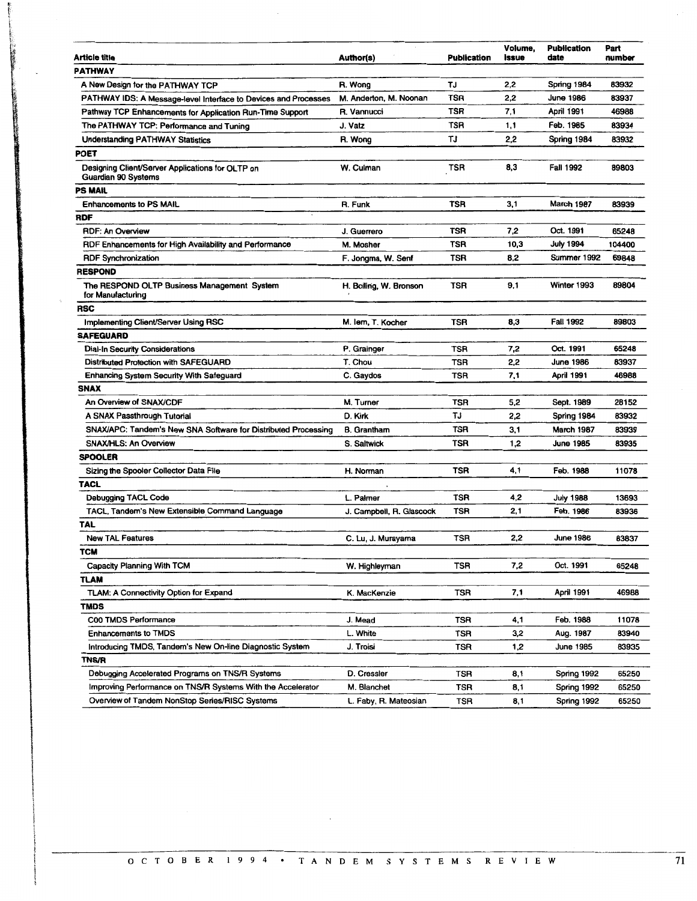| Article title | Author(s) | Publication | Volume, Issue | Publication date | Part number |
|---|---|---|---|---|---|
| **PATHWAY** | | | | | |
| A New Design for the PATHWAY TCP | R. Wong | TJ | 2,2 | Spring 1984 | 83932 |
| PATHWAY IDS: A Message-level Interface to Devices and Processes | M. Anderton, M. Noonan | TSR | 2,2 | June 1986 | 83937 |
| Pathway TCP Enhancements for Application Run-Time Support | R. Vannucci | TSR | 7,1 | April 1991 | 46988 |
| The PATHWAY TCP: Performance and Tuning | J. Vatz | TSR | 1,1 | Feb. 1985 | 83934 |
| Understanding PATHWAY Statistics | R. Wong | TJ | 2,2 | Spring 1984 | 83932 |
| **POET** | | | | | |
| Designing Client/Server Applications for OLTP on Guardian 90 Systems | W. Culman | TSR | 8,3 | Fall 1992 | 89803 |
| **PS MAIL** | | | | | |
| Enhancements to PS MAIL | R. Funk | TSR | 3,1 | March 1987 | 83939 |
| **RDF** | | | | | |
| RDF: An Overview | J. Guerrero | TSR | 7,2 | Oct. 1991 | 65248 |
| RDF Enhancements for High Availability and Performance | M. Mosher | TSR | 10,3 | July 1994 | 104400 |
| RDF Synchronization | F. Jongma, W. Senf | TSR | 8,2 | Summer 1992 | 69848 |
| **RESPOND** | | | | | |
| The RESPOND OLTP Business Management System for Manufacturing | H. Bolling, W. Bronson | TSR | 9,1 | Winter 1993 | 89804 |
| **RSC** | | | | | |
| Implementing Client/Server Using RSC | M. Iem, T. Kocher | TSR | 8,3 | Fall 1992 | 89803 |
| **SAFEGUARD** | | | | | |
| Dial-In Security Considerations | P. Grainger | TSR | 7,2 | Oct. 1991 | 65248 |
| Distributed Protection with SAFEGUARD | T. Chou | TSR | 2,2 | June 1986 | 83937 |
| Enhancing System Security With Safeguard | C. Gaydos | TSR | 7,1 | April 1991 | 46988 |
| **SNAX** | | | | | |
| An Overview of SNAX/CDF | M. Turner | TSR | 5,2 | Sept. 1989 | 28152 |
| A SNAX Passthrough Tutorial | D. Kirk | TJ | 2,2 | Spring 1984 | 83932 |
| SNAX/APC: Tandem's New SNA Software for Distributed Processing | B. Grantham | TSR | 3,1 | March 1987 | 83939 |
| SNAX/HLS: An Overview | S. Saltwick | TSR | 1,2 | June 1985 | 83935 |
| **SPOOLER** | | | | | |
| Sizing the Spooler Collector Data File | H. Norman | TSR | 4,1 | Feb. 1988 | 11078 |
| **TACL** | | | | | |
| Debugging TACL Code | L. Palmer | TSR | 4,2 | July 1988 | 13693 |
| TACL, Tandem's New Extensible Command Language | J. Campbell, R. Glascock | TSR | 2,1 | Feb. 1986 | 83936 |
| **TAL** | | | | | |
| New TAL Features | C. Lu, J. Murayama | TSR | 2,2 | June 1986 | 83837 |
| **TCM** | | | | | |
| Capacity Planning With TCM | W. Highleyman | TSR | 7,2 | Oct. 1991 | 65248 |
| **TLAM** | | | | | |
| TLAM: A Connectivity Option for Expand | K. MacKenzie | TSR | 7,1 | April 1991 | 46988 |
| **TMDS** | | | | | |
| C00 TMDS Performance | J. Mead | TSR | 4,1 | Feb. 1988 | 11078 |
| Enhancements to TMDS | L. White | TSR | 3,2 | Aug. 1987 | 83940 |
| Introducing TMDS, Tandem's New On-line Diagnostic System | J. Troisi | TSR | 1,2 | June 1985 | 83935 |
| **TNS/R** | | | | | |
| Debugging Accelerated Programs on TNS/R Systems | D. Cressler | TSR | 8,1 | Spring 1992 | 65250 |
| Improving Performance on TNS/R Systems With the Accelerator | M. Blanchet | TSR | 8,1 | Spring 1992 | 65250 |
| Overview of Tandem NonStop Series/RISC Systems | L. Faby, R. Mateosian | TSR | 8,1 | Spring 1992 | 65250 |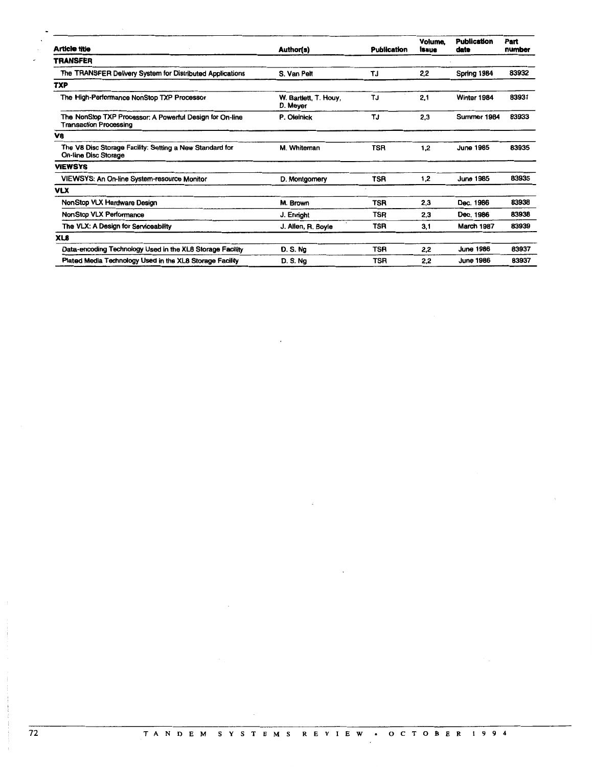| Article title | Author(s) | Publication | Volume, Issue | Publication date | Part number |
|---|---|---|---|---|---|
| **TRANSFER** | | | | | |
| The TRANSFER Delivery System for Distributed Applications | S. Van Pelt | TJ | 2,2 | Spring 1984 | 83932 |
| **TXP** | | | | | |
| The High-Performance NonStop TXP Processor | W. Bartlett, T. Houy, D. Meyer | TJ | 2,1 | Winter 1984 | 83931 |
| The NonStop TXP Processor: A Powerful Design for On-line Transaction Processing | P. Oleinick | TJ | 2,3 | Summer 1984 | 83933 |
| **V8** | | | | | |
| The V8 Disc Storage Facility: Setting a New Standard for On-line Disc Storage | M. Whiteman | TSR | 1,2 | June 1985 | 83935 |
| **VIEWSYS** | | | | | |
| VIEWSYS: An On-line System-resource Monitor | D. Montgomery | TSR | 1,2 | June 1985 | 83935 |
| **VLX** | | | | | |
| NonStop VLX Hardware Design | M. Brown | TSR | 2,3 | Dec. 1986 | 83938 |
| NonStop VLX Performance | J. Enright | TSR | 2,3 | Dec. 1986 | 83938 |
| The VLX: A Design for Serviceability | J. Allen, R. Boyle | TSR | 3,1 | March 1987 | 83939 |
| **XL8** | | | | | |
| Data-encoding Technology Used in the XL8 Storage Facility | D. S. Ng | TSR | 2,2 | June 1986 | 83937 |
| Plated Media Technology Used in the XL8 Storage Facility | D. S. Ng | TSR | 2,2 | June 1986 | 83937 |